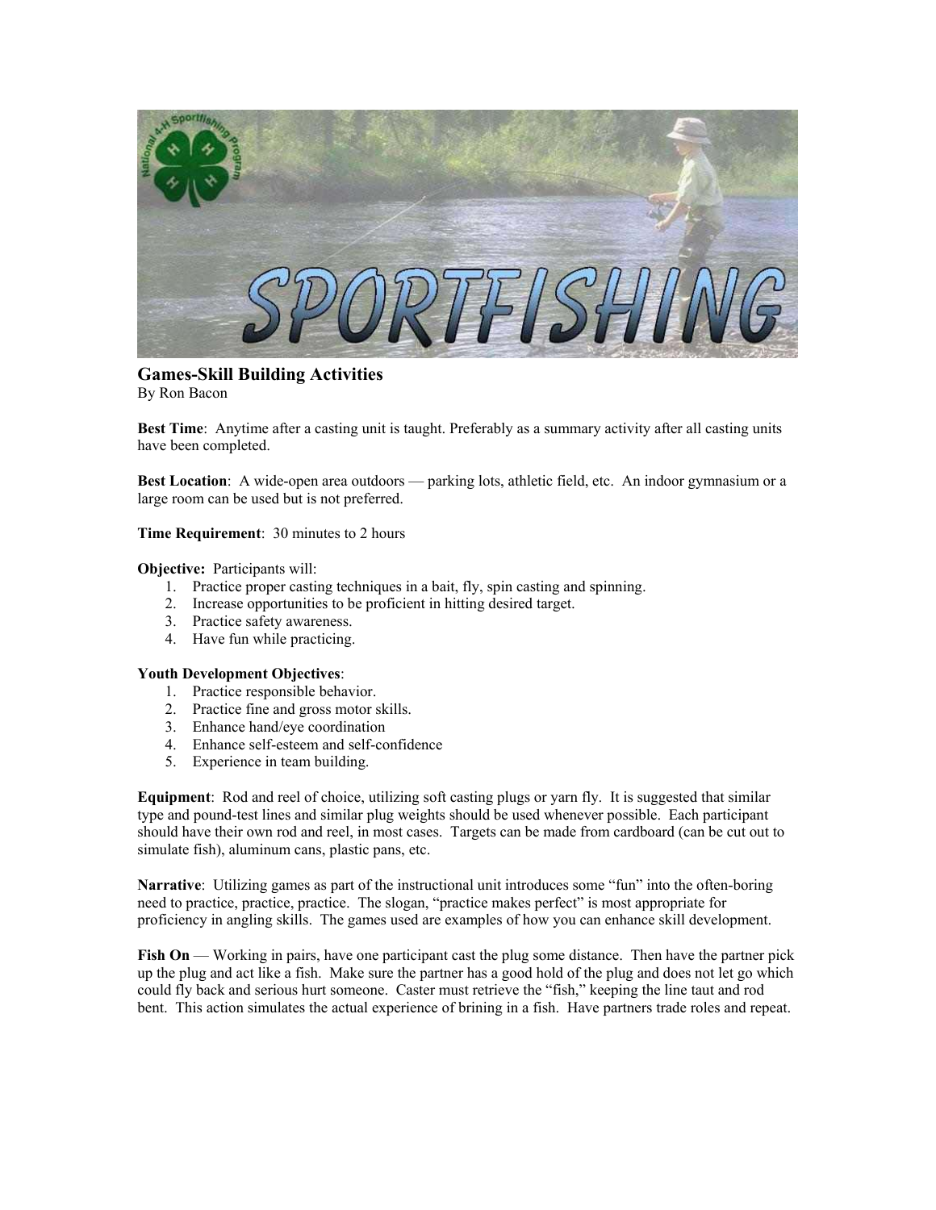## Games-Skill Building Activities

By Ron Bacon

**Best Time**: Anytime after a casting unit is taught. Preferably as a summary activity after all casting units have been completed.

**Best Location**: A wide-open area outdoors — parking lots, athletic field, etc. An indoor gymnasium or a large room can be used but is not preferred.

**Time Requirement**: 30 minutes to 2 hours

**Objective:** Participants will:

1. Practice proper casting techniques in a bait, fly, spin casting and spinning.
2. Increase opportunities to be proficient in hitting desired target.
3. Practice safety awareness.
4. Have fun while practicing.

**Youth Development Objectives**:

1. Practice responsible behavior.
2. Practice fine and gross motor skills.
3. Enhance hand/eye coordination
4. Enhance self-esteem and self-confidence
5. Experience in team building.

**Equipment**: Rod and reel of choice, utilizing soft casting plugs or yarn fly. It is suggested that similar type and pound-test lines and similar plug weights should be used whenever possible. Each participant should have their own rod and reel, in most cases. Targets can be made from cardboard (can be cut out to simulate fish), aluminum cans, plastic pans, etc.

**Narrative**: Utilizing games as part of the instructional unit introduces some "fun" into the often-boring need to practice, practice, practice. The slogan, "practice makes perfect" is most appropriate for proficiency in angling skills. The games used are examples of how you can enhance skill development.

**Fish On** — Working in pairs, have one participant cast the plug some distance. Then have the partner pick up the plug and act like a fish. Make sure the partner has a good hold of the plug and does not let go which could fly back and serious hurt someone. Caster must retrieve the "fish," keeping the line taut and rod bent. This action simulates the actual experience of brining in a fish. Have partners trade roles and repeat.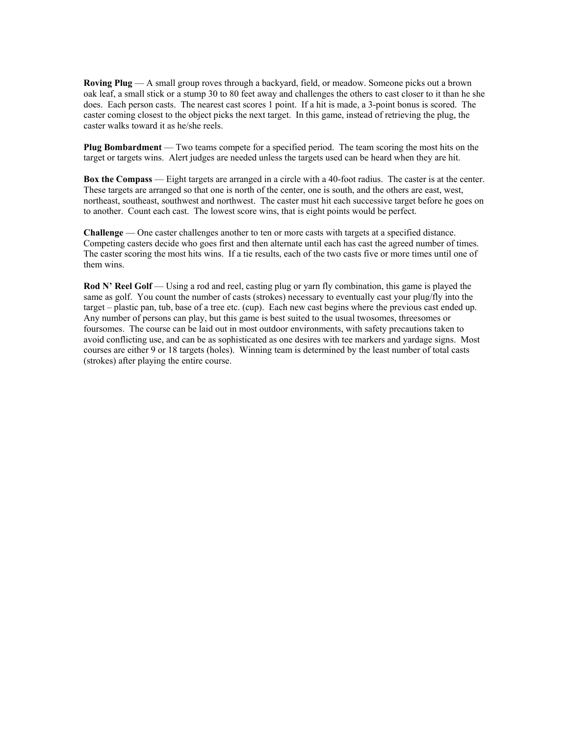**Roving Plug** — A small group roves through a backyard, field, or meadow. Someone picks out a brown oak leaf, a small stick or a stump 30 to 80 feet away and challenges the others to cast closer to it than he she does. Each person casts. The nearest cast scores 1 point. If a hit is made, a 3-point bonus is scored. The caster coming closest to the object picks the next target. In this game, instead of retrieving the plug, the caster walks toward it as he/she reels.

**Plug Bombardment** — Two teams compete for a specified period. The team scoring the most hits on the target or targets wins. Alert judges are needed unless the targets used can be heard when they are hit.

**Box the Compass** — Eight targets are arranged in a circle with a 40-foot radius. The caster is at the center. These targets are arranged so that one is north of the center, one is south, and the others are east, west, northeast, southeast, southwest and northwest. The caster must hit each successive target before he goes on to another. Count each cast. The lowest score wins, that is eight points would be perfect.

**Challenge** — One caster challenges another to ten or more casts with targets at a specified distance. Competing casters decide who goes first and then alternate until each has cast the agreed number of times. The caster scoring the most hits wins. If a tie results, each of the two casts five or more times until one of them wins.

**Rod N' Reel Golf** — Using a rod and reel, casting plug or yarn fly combination, this game is played the same as golf. You count the number of casts (strokes) necessary to eventually cast your plug/fly into the target – plastic pan, tub, base of a tree etc. (cup). Each new cast begins where the previous cast ended up. Any number of persons can play, but this game is best suited to the usual twosomes, threesomes or foursomes. The course can be laid out in most outdoor environments, with safety precautions taken to avoid conflicting use, and can be as sophisticated as one desires with tee markers and yardage signs. Most courses are either 9 or 18 targets (holes). Winning team is determined by the least number of total casts (strokes) after playing the entire course.